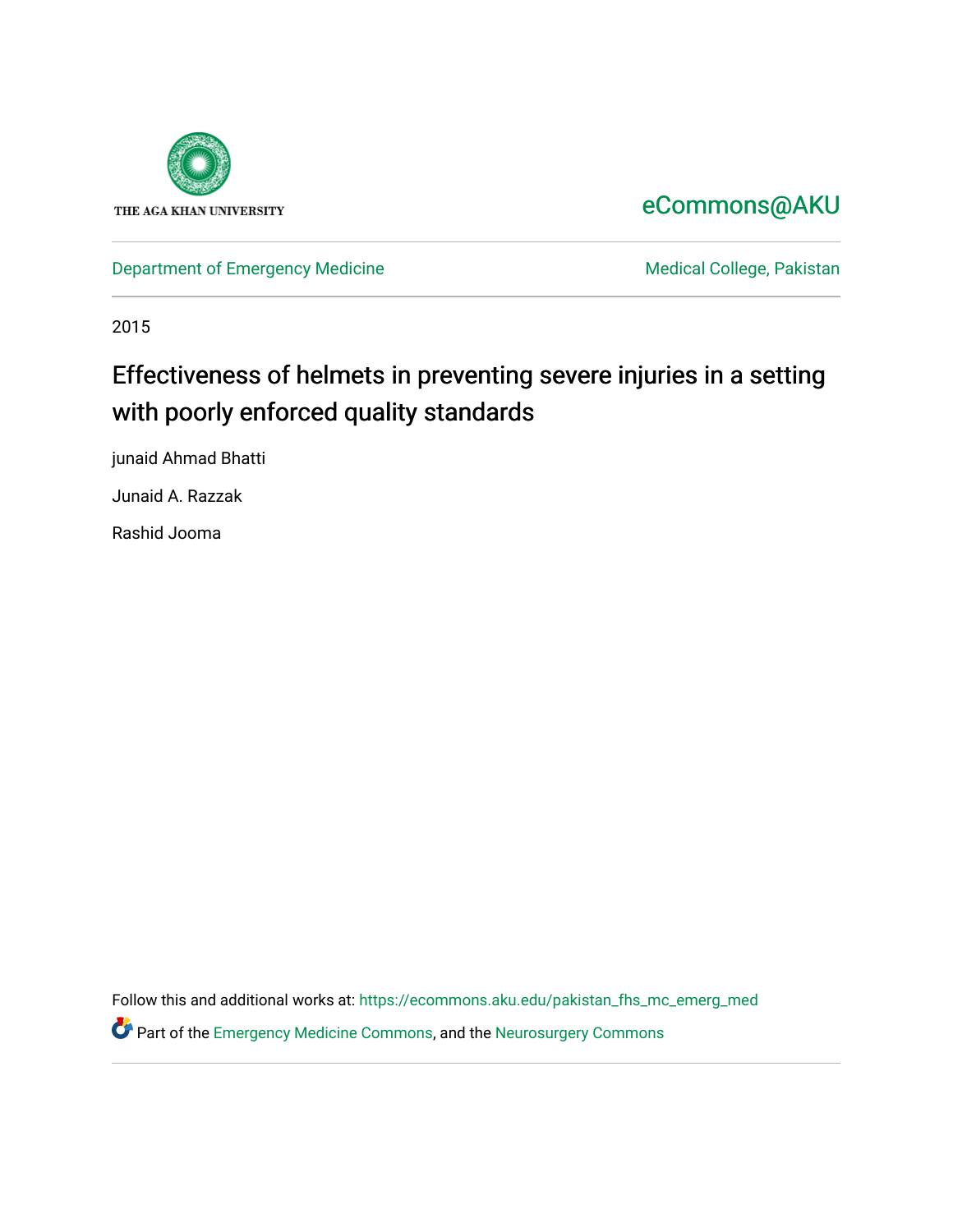THE AGA KHAN UNIVERSITY

eCommons@AKU

Department of Emergency Medicine

Medical College, Pakistan

2015

# Effectiveness of helmets in preventing severe injuries in a setting with poorly enforced quality standards

junaid Ahmad Bhatti

Junaid A. Razzak

Rashid Jooma

Follow this and additional works at: https://ecommons.aku.edu/pakistan_fhs_mc_emerg_med

Part of the Emergency Medicine Commons, and the Neurosurgery Commons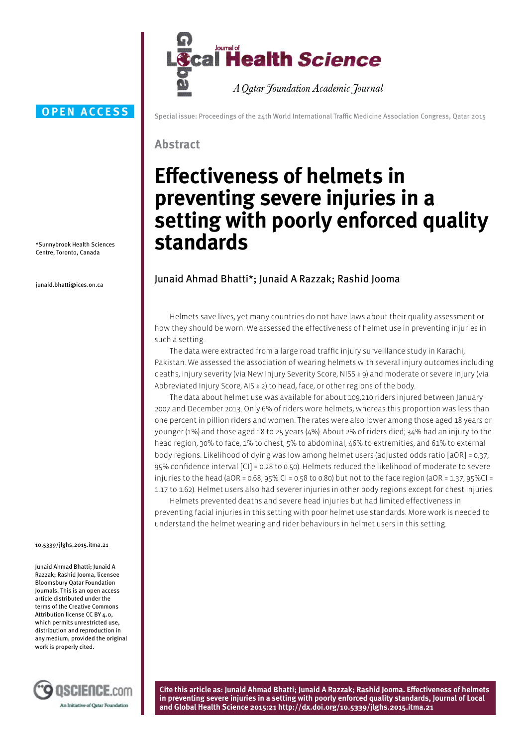**OPEN ACCESS**

Special issue: Proceedings of the 24th World International Traffic Medicine Association Congress, Qatar 2015

## Abstract

# Effectiveness of helmets in preventing severe injuries in a setting with poorly enforced quality standards

Junaid Ahmad Bhatti*; Junaid A Razzak; Rashid Jooma

*Sunnybrook Health Sciences Centre, Toronto, Canada

junaid.bhatti@ices.on.ca

Helmets save lives, yet many countries do not have laws about their quality assessment or how they should be worn. We assessed the effectiveness of helmet use in preventing injuries in such a setting.

The data were extracted from a large road traffic injury surveillance study in Karachi, Pakistan. We assessed the association of wearing helmets with several injury outcomes including deaths, injury severity (via New Injury Severity Score, NISS ≥ 9) and moderate or severe injury (via Abbreviated Injury Score, AIS ≥ 2) to head, face, or other regions of the body.

The data about helmet use was available for about 109,210 riders injured between January 2007 and December 2013. Only 6% of riders wore helmets, whereas this proportion was less than one percent in pillion riders and women. The rates were also lower among those aged 18 years or younger (1%) and those aged 18 to 25 years (4%). About 2% of riders died; 34% had an injury to the head region, 30% to face, 1% to chest, 5% to abdominal, 46% to extremities, and 61% to external body regions. Likelihood of dying was low among helmet users (adjusted odds ratio [aOR] = 0.37, 95% confidence interval [CI] = 0.28 to 0.50). Helmets reduced the likelihood of moderate to severe injuries to the head (aOR = 0.68, 95% CI = 0.58 to 0.80) but not to the face region (aOR = 1.37, 95%CI = 1.17 to 1.62). Helmet users also had severer injuries in other body regions except for chest injuries.

Helmets prevented deaths and severe head injuries but had limited effectiveness in preventing facial injuries in this setting with poor helmet use standards. More work is needed to understand the helmet wearing and rider behaviours in helmet users in this setting.

10.5339/jlghs.2015.itma.21

Junaid Ahmad Bhatti; Junaid A Razzak; Rashid Jooma, licensee Bloomsbury Qatar Foundation Journals. This is an open access article distributed under the terms of the Creative Commons Attribution license CC BY 4.0, which permits unrestricted use, distribution and reproduction in any medium, provided the original work is properly cited.

**Cite this article as: Junaid Ahmad Bhatti; Junaid A Razzak; Rashid Jooma. Effectiveness of helmets in preventing severe injuries in a setting with poorly enforced quality standards, Journal of Local and Global Health Science 2015:21 http://dx.doi.org/10.5339/jlghs.2015.itma.21**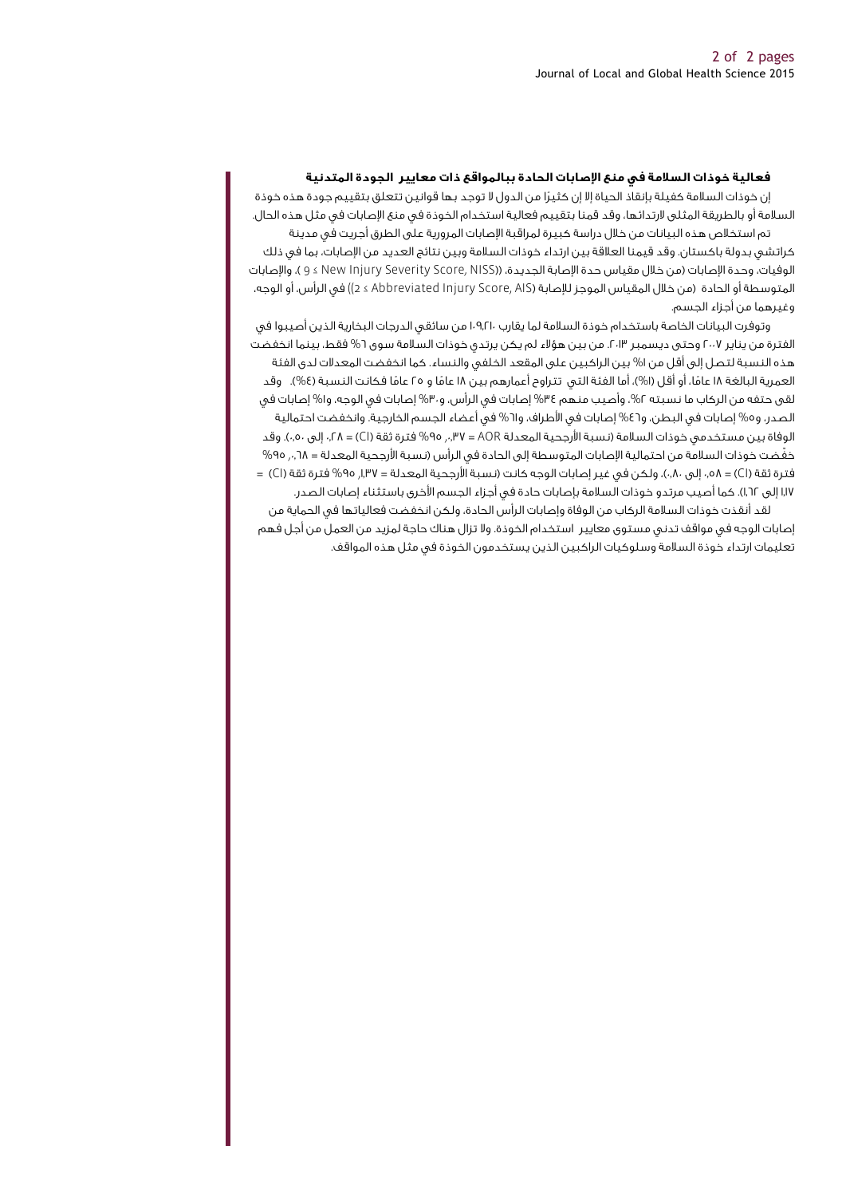### فعالية خوذات السلامة في منع الإصابات الحادة بالمواقع ذات معايير الجودة المتدنية

إن خوذات السلامة كفيلة بإنقاذ الحياة إلا إن كثيرًا من الدول لا توجد بها قوانين تتعلق بتقييم جودة هذه خوذة السلامة أو بالطريقة المثلى لارتدائها، وقد قمنا بتقييم فعالية استخدام الخوذة في منع الإصابات في مثل هذه الحال.

تم استخلاص هذه البيانات من خلال دراسة كبيرة لمراقبة الإصابات المرورية على الطرق أجريت في مدينة كراتشي بدولة باكستان. وقد قيمنا العلاقة بين ارتداء خوذات السلامة وبين نتائج العديد من الإصابات، بما في ذلك الوفيات، وحدة الإصابات (من خلال مقياس حدة الإصابة الجديدة، ((New Injury Severity Score, NISS ≤ 9 )، والإصابات المتوسطة أو الحادة (من خلال المقياس الموجز للإصابة (Abbreviated Injury Score, AIS ≤ 2)) في الرأس، أو الوجه، وغيرهما من أجزاء الجسم.

وتوفرت البيانات الخاصة باستخدام خوذة السلامة لما يقارب ١٠٩٢١٠ من سائقي الدرجات البخارية الذين أصيبوا في الفترة من يناير ٢٠٠٧ وحتى ديسمبر ٢٠١٣. من بين هؤلاء لم يكن يرتدي خوذات السلامة سوى ٦% فقط، بينما انخفضت هذه النسبة لتصل إلى أقل من ١% بين الراكبين على المقعد الخلفي والنساء. كما انخفضت المعدلات لدى الفئة العمرية البالغة ١٨ عامًا، أو أقل (١%)، أما الفئة التي تتراوح أعمارهم بين ١٨ عامًا و ٢٥ عامًا فكانت النسبة (٤%). وقد لقى حتفه من الركاب ما نسبته ٢%، وأصيب منهم ٣٤% إصابات في الرأس، و٣٠% إصابات في الوجه، و١% إصابات في الصدر، و٥% إصابات في البطن، و٤٦% إصابات في الأطراف، و١٦% في أعضاء الجسم الخارجية. وانخفضت احتمالية الوفاة بين مستخدمي خوذات السلامة (نسبة الأرجحية المعدلة AOR = ٠٫٣٧، ٩٥% فترة ثقة (CI) = ٠٫٢٨ إلى ٠٫٥٠). وقد خفَّضت خوذات السلامة من احتمالية الإصابات المتوسطة إلى الحادة في الرأس (نسبة الأرجحية المعدلة = ٠٫٦٨، ٩٥% فترة ثقة (CI) = ٠٫٥٨ إلى ٠٫٨٠)، ولكن في غير إصابات الوجه كانت (نسبة الأرجحية المعدلة = ١٫٣٧، ٩٥% فترة ثقة (CI) = ١٫١٧ إلى ١٫٦٢). كما أصيب مرتدو خوذات السلامة بإصابات حادة في أجزاء الجسم الأخرى باستثناء إصابات الصدر.

لقد أنقذت خوذات السلامة الركاب من الوفاة وإصابات الرأس الحادة، ولكن انخفضت فعالياتها في الحماية من إصابات الوجه في مواقف تدني مستوى معايير استخدام الخوذة. ولا تزال هناك حاجة لمزيد من العمل من أجل فهم تعليمات ارتداء خوذة السلامة وسلوكيات الراكبين الذين يستخدمون الخوذة في مثل هذه المواقف.